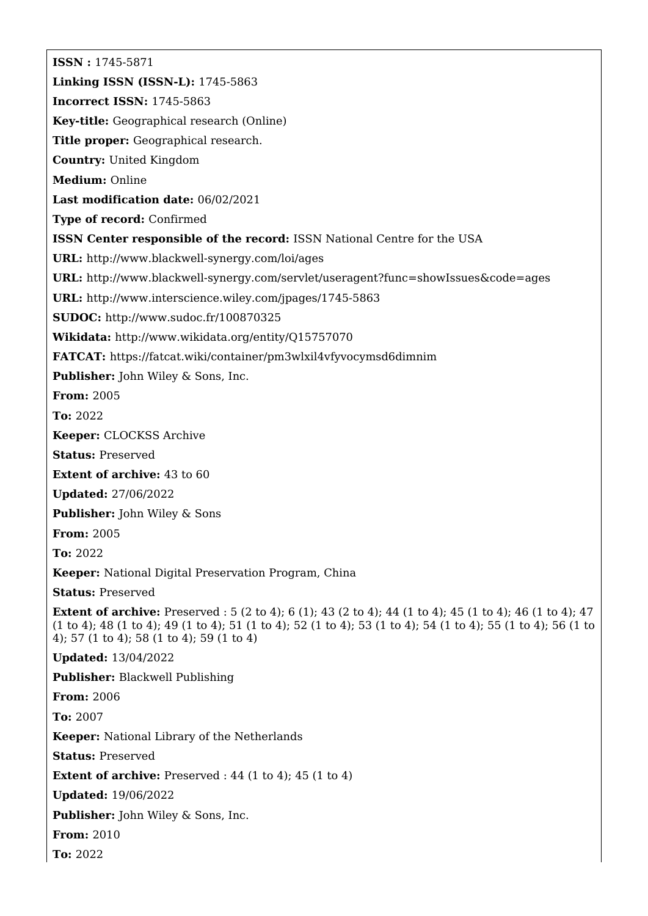**ISSN :** 1745-5871

**Linking ISSN (ISSN-L):** 1745-5863

**Incorrect ISSN:** 1745-5863

**Key-title:** Geographical research (Online)

**Title proper:** Geographical research.

**Country:** United Kingdom

**Medium:** Online

**Last modification date:** 06/02/2021

**Type of record:** Confirmed

**ISSN Center responsible of the record:** ISSN National Centre for the USA

**URL:** http://www.blackwell-synergy.com/loi/ages

**URL:** http://www.blackwell-synergy.com/servlet/useragent?func=showIssues&code=ages

**URL:** http://www.interscience.wiley.com/jpages/1745-5863

**SUDOC:** http://www.sudoc.fr/100870325

**Wikidata:** http://www.wikidata.org/entity/Q15757070

**FATCAT:** https://fatcat.wiki/container/pm3wlxil4vfyvocymsd6dimnim

**Publisher:** John Wiley & Sons, Inc.

**From:** 2005

**To:** 2022

**Keeper:** CLOCKSS Archive

**Status:** Preserved

**Extent of archive:** 43 to 60

**Updated:** 27/06/2022

**Publisher:** John Wiley & Sons

**From:** 2005

**To:** 2022

**Keeper:** National Digital Preservation Program, China

**Status:** Preserved

**Extent of archive:** Preserved : 5 (2 to 4); 6 (1); 43 (2 to 4); 44 (1 to 4); 45 (1 to 4); 46 (1 to 4); 47 (1 to 4); 48 (1 to 4); 49 (1 to 4); 51 (1 to 4); 52 (1 to 4); 53 (1 to 4); 54 (1 to 4); 55 (1 to 4); 56 (1 to 4); 57 (1 to 4); 58 (1 to 4); 59 (1 to 4)

**Updated:** 13/04/2022

**Publisher:** Blackwell Publishing

**From:** 2006

**To:** 2007

**Keeper:** National Library of the Netherlands

**Status:** Preserved

**Extent of archive:** Preserved : 44 (1 to 4); 45 (1 to 4)

**Updated:** 19/06/2022

**Publisher:** John Wiley & Sons, Inc.

**From:** 2010

**To:** 2022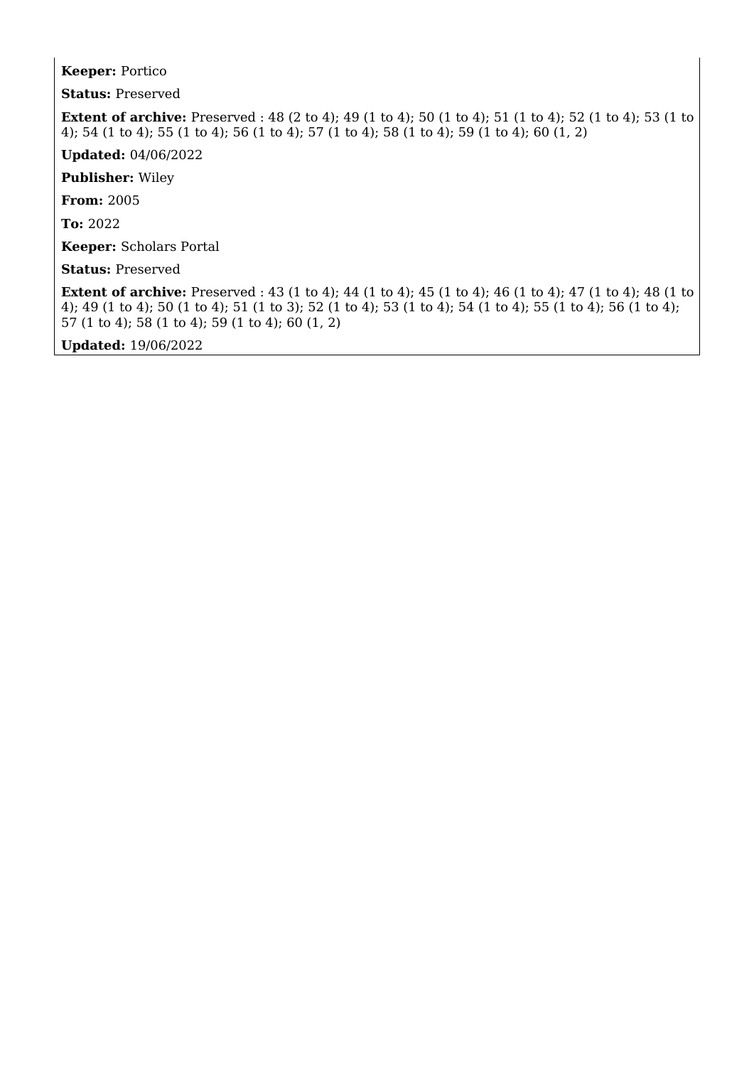**Keeper:** Portico

**Status:** Preserved

**Extent of archive:** Preserved : 48 (2 to 4); 49 (1 to 4); 50 (1 to 4); 51 (1 to 4); 52 (1 to 4); 53 (1 to 4); 54 (1 to 4); 55 (1 to 4); 56 (1 to 4); 57 (1 to 4); 58 (1 to 4); 59 (1 to 4); 60 (1, 2)

**Updated:** 04/06/2022

**Publisher:** Wiley

**From:** 2005

**To:** 2022

**Keeper:** Scholars Portal

**Status:** Preserved

**Extent of archive:** Preserved : 43 (1 to 4); 44 (1 to 4); 45 (1 to 4); 46 (1 to 4); 47 (1 to 4); 48 (1 to 4); 49 (1 to 4); 50 (1 to 4); 51 (1 to 3); 52 (1 to 4); 53 (1 to 4); 54 (1 to 4); 55 (1 to 4); 56 (1 to 4); 57 (1 to 4); 58 (1 to 4); 59 (1 to 4); 60 (1, 2)

**Updated:** 19/06/2022